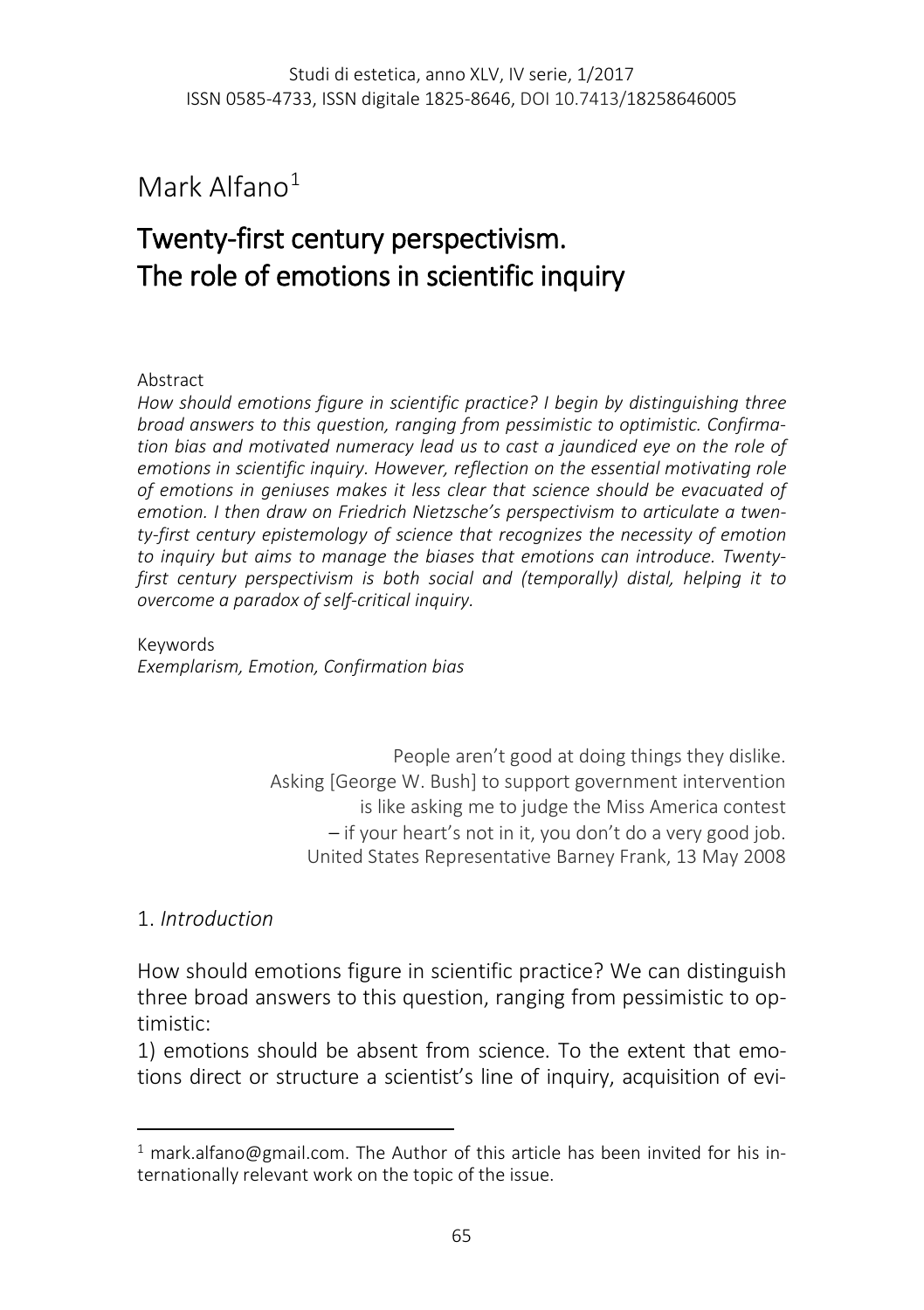# Mark Alfano[1]

## Twenty-first century perspectivism. The role of emotions in scientific inquiry

Abstract

*How should emotions figure in scientific practice? I begin by distinguishing three broad answers to this question, ranging from pessimistic to optimistic. Confirmation bias and motivated numeracy lead us to cast a jaundiced eye on the role of emotions in scientific inquiry. However, reflection on the essential motivating role of emotions in geniuses makes it less clear that science should be evacuated of emotion. I then draw on Friedrich Nietzsche's perspectivism to articulate a twenty-first century epistemology of science that recognizes the necessity of emotion to inquiry but aims to manage the biases that emotions can introduce. Twenty-first century perspectivism is both social and (temporally) distal, helping it to overcome a paradox of self-critical inquiry.*

Keywords

*Exemplarism, Emotion, Confirmation bias*

> People aren't good at doing things they dislike.
> Asking [George W. Bush] to support government intervention
> is like asking me to judge the Miss America contest
> – if your heart's not in it, you don't do a very good job.
> United States Representative Barney Frank, 13 May 2008

### 1. *Introduction*

How should emotions figure in scientific practice? We can distinguish three broad answers to this question, ranging from pessimistic to optimistic:

1) emotions should be absent from science. To the extent that emotions direct or structure a scientist's line of inquiry, acquisition of evi-

[1] mark.alfano@gmail.com. The Author of this article has been invited for his internationally relevant work on the topic of the issue.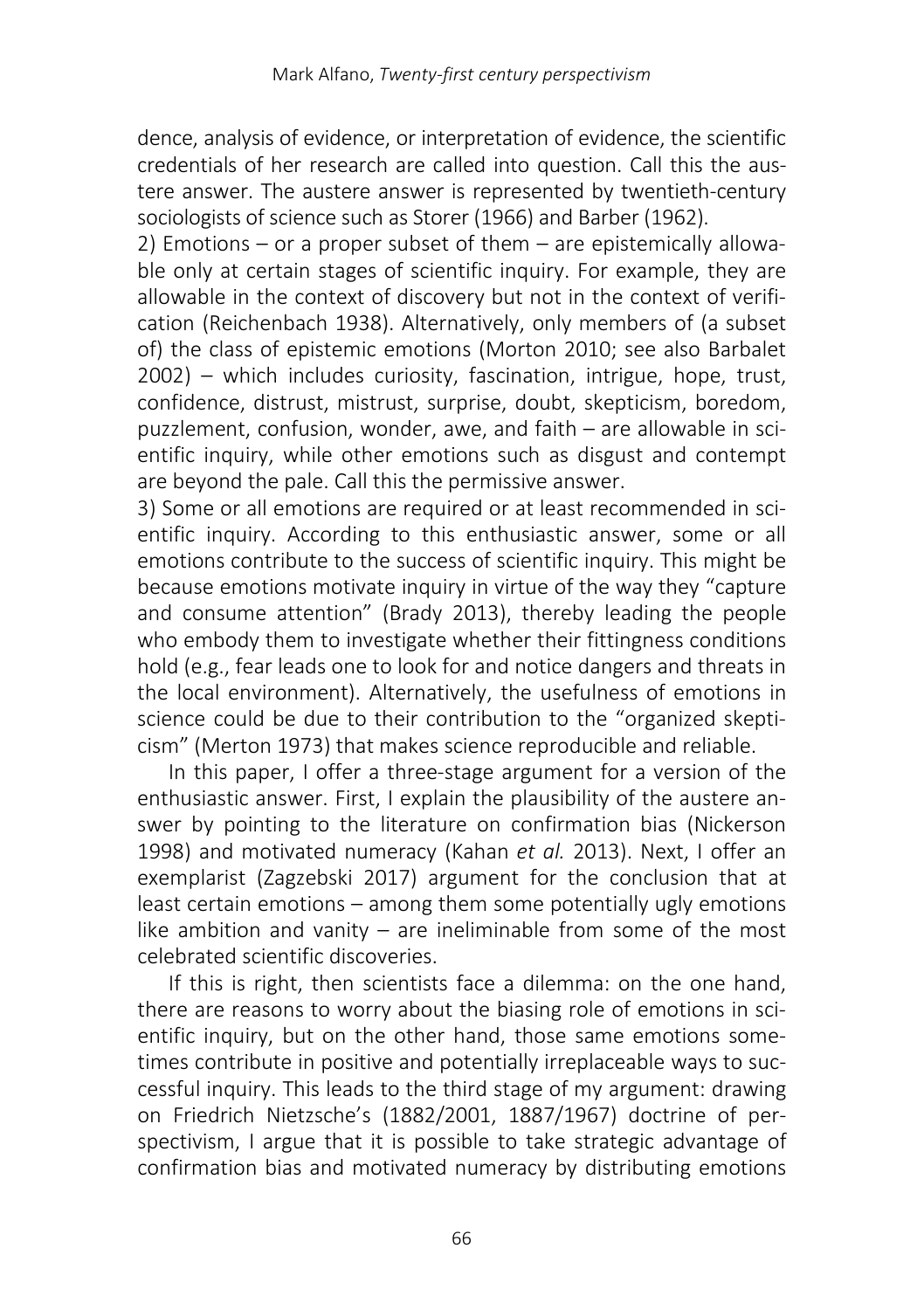dence, analysis of evidence, or interpretation of evidence, the scientific credentials of her research are called into question. Call this the austere answer. The austere answer is represented by twentieth-century sociologists of science such as Storer (1966) and Barber (1962).

2) Emotions – or a proper subset of them – are epistemically allowable only at certain stages of scientific inquiry. For example, they are allowable in the context of discovery but not in the context of verification (Reichenbach 1938). Alternatively, only members of (a subset of) the class of epistemic emotions (Morton 2010; see also Barbalet 2002) – which includes curiosity, fascination, intrigue, hope, trust, confidence, distrust, mistrust, surprise, doubt, skepticism, boredom, puzzlement, confusion, wonder, awe, and faith – are allowable in scientific inquiry, while other emotions such as disgust and contempt are beyond the pale. Call this the permissive answer.

3) Some or all emotions are required or at least recommended in scientific inquiry. According to this enthusiastic answer, some or all emotions contribute to the success of scientific inquiry. This might be because emotions motivate inquiry in virtue of the way they "capture and consume attention" (Brady 2013), thereby leading the people who embody them to investigate whether their fittingness conditions hold (e.g., fear leads one to look for and notice dangers and threats in the local environment). Alternatively, the usefulness of emotions in science could be due to their contribution to the "organized skepticism" (Merton 1973) that makes science reproducible and reliable.

In this paper, I offer a three-stage argument for a version of the enthusiastic answer. First, I explain the plausibility of the austere answer by pointing to the literature on confirmation bias (Nickerson 1998) and motivated numeracy (Kahan *et al.* 2013). Next, I offer an exemplarist (Zagzebski 2017) argument for the conclusion that at least certain emotions – among them some potentially ugly emotions like ambition and vanity – are ineliminable from some of the most celebrated scientific discoveries.

If this is right, then scientists face a dilemma: on the one hand, there are reasons to worry about the biasing role of emotions in scientific inquiry, but on the other hand, those same emotions sometimes contribute in positive and potentially irreplaceable ways to successful inquiry. This leads to the third stage of my argument: drawing on Friedrich Nietzsche's (1882/2001, 1887/1967) doctrine of perspectivism, I argue that it is possible to take strategic advantage of confirmation bias and motivated numeracy by distributing emotions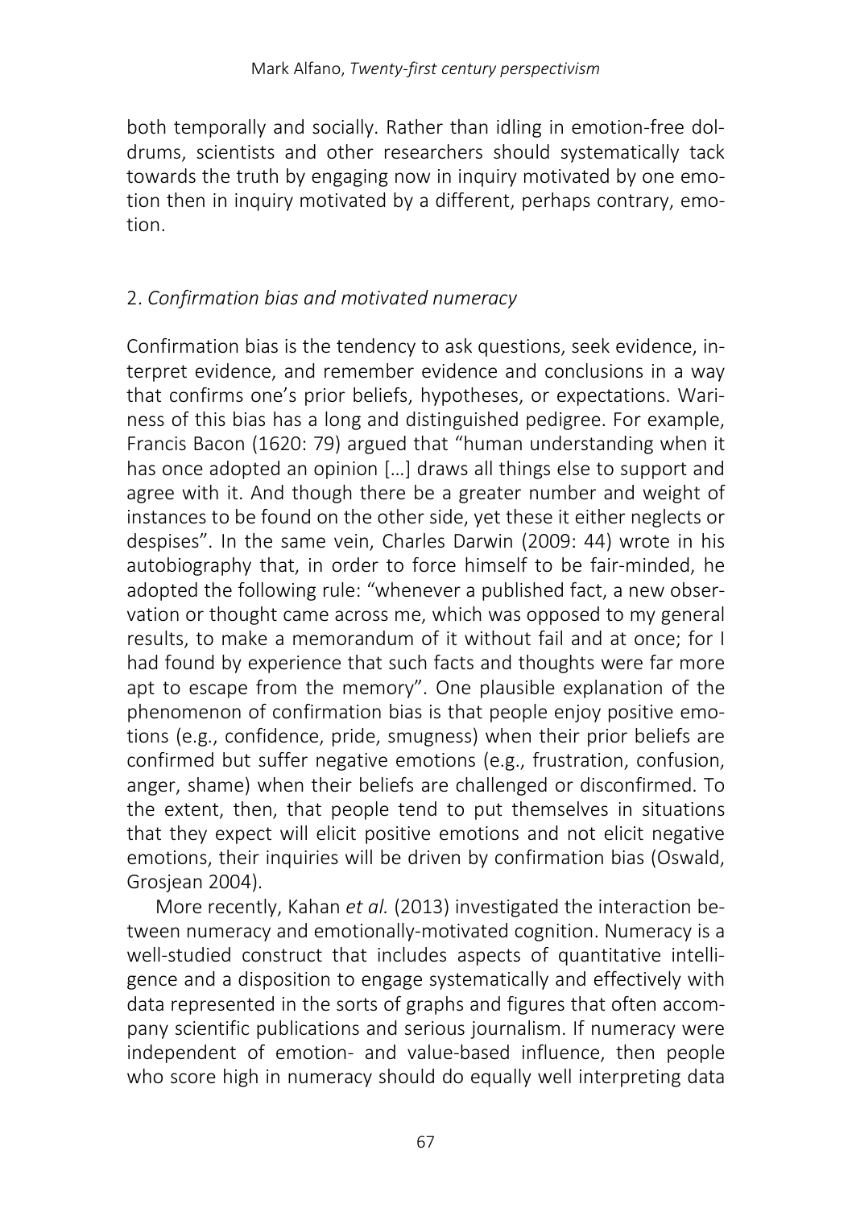both temporally and socially. Rather than idling in emotion-free doldrums, scientists and other researchers should systematically tack towards the truth by engaging now in inquiry motivated by one emotion then in inquiry motivated by a different, perhaps contrary, emotion.

## 2. *Confirmation bias and motivated numeracy*

Confirmation bias is the tendency to ask questions, seek evidence, interpret evidence, and remember evidence and conclusions in a way that confirms one's prior beliefs, hypotheses, or expectations. Wariness of this bias has a long and distinguished pedigree. For example, Francis Bacon (1620: 79) argued that "human understanding when it has once adopted an opinion […] draws all things else to support and agree with it. And though there be a greater number and weight of instances to be found on the other side, yet these it either neglects or despises". In the same vein, Charles Darwin (2009: 44) wrote in his autobiography that, in order to force himself to be fair-minded, he adopted the following rule: "whenever a published fact, a new observation or thought came across me, which was opposed to my general results, to make a memorandum of it without fail and at once; for I had found by experience that such facts and thoughts were far more apt to escape from the memory". One plausible explanation of the phenomenon of confirmation bias is that people enjoy positive emotions (e.g., confidence, pride, smugness) when their prior beliefs are confirmed but suffer negative emotions (e.g., frustration, confusion, anger, shame) when their beliefs are challenged or disconfirmed. To the extent, then, that people tend to put themselves in situations that they expect will elicit positive emotions and not elicit negative emotions, their inquiries will be driven by confirmation bias (Oswald, Grosjean 2004).

More recently, Kahan *et al.* (2013) investigated the interaction between numeracy and emotionally-motivated cognition. Numeracy is a well-studied construct that includes aspects of quantitative intelligence and a disposition to engage systematically and effectively with data represented in the sorts of graphs and figures that often accompany scientific publications and serious journalism. If numeracy were independent of emotion- and value-based influence, then people who score high in numeracy should do equally well interpreting data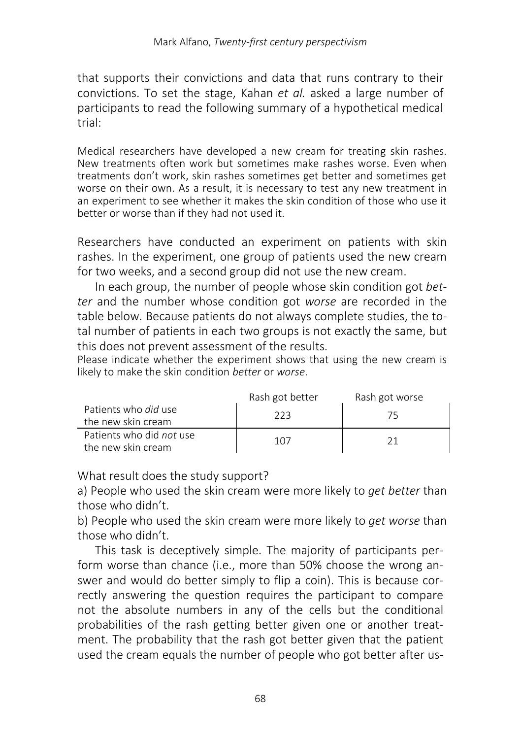that supports their convictions and data that runs contrary to their convictions. To set the stage, Kahan *et al.* asked a large number of participants to read the following summary of a hypothetical medical trial:

> Medical researchers have developed a new cream for treating skin rashes. New treatments often work but sometimes make rashes worse. Even when treatments don't work, skin rashes sometimes get better and sometimes get worse on their own. As a result, it is necessary to test any new treatment in an experiment to see whether it makes the skin condition of those who use it better or worse than if they had not used it.

Researchers have conducted an experiment on patients with skin rashes. In the experiment, one group of patients used the new cream for two weeks, and a second group did not use the new cream.

In each group, the number of people whose skin condition got *better* and the number whose condition got *worse* are recorded in the table below. Because patients do not always complete studies, the total number of patients in each two groups is not exactly the same, but this does not prevent assessment of the results.

Please indicate whether the experiment shows that using the new cream is likely to make the skin condition *better* or *worse*.

| | Rash got better | Rash got worse |
|---|---|---|
| Patients who *did* use the new skin cream | 223 | 75 |
| Patients who did *not* use the new skin cream | 107 | 21 |

What result does the study support?

a) People who used the skin cream were more likely to *get better* than those who didn't.

b) People who used the skin cream were more likely to *get worse* than those who didn't.

This task is deceptively simple. The majority of participants perform worse than chance (i.e., more than 50% choose the wrong answer and would do better simply to flip a coin). This is because correctly answering the question requires the participant to compare not the absolute numbers in any of the cells but the conditional probabilities of the rash getting better given one or another treatment. The probability that the rash got better given that the patient used the cream equals the number of people who got better after us-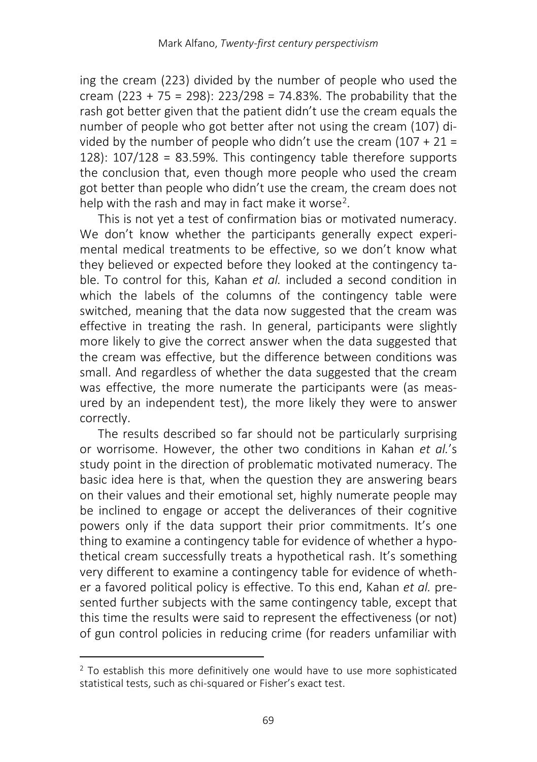ing the cream (223) divided by the number of people who used the cream (223 + 75 = 298): 223/298 = 74.83%. The probability that the rash got better given that the patient didn't use the cream equals the number of people who got better after not using the cream (107) divided by the number of people who didn't use the cream (107 + 21 = 128): 107/128 = 83.59%. This contingency table therefore supports the conclusion that, even though more people who used the cream got better than people who didn't use the cream, the cream does not help with the rash and may in fact make it worse[2].

This is not yet a test of confirmation bias or motivated numeracy. We don't know whether the participants generally expect experimental medical treatments to be effective, so we don't know what they believed or expected before they looked at the contingency table. To control for this, Kahan *et al.* included a second condition in which the labels of the columns of the contingency table were switched, meaning that the data now suggested that the cream was effective in treating the rash. In general, participants were slightly more likely to give the correct answer when the data suggested that the cream was effective, but the difference between conditions was small. And regardless of whether the data suggested that the cream was effective, the more numerate the participants were (as measured by an independent test), the more likely they were to answer correctly.

The results described so far should not be particularly surprising or worrisome. However, the other two conditions in Kahan *et al.*'s study point in the direction of problematic motivated numeracy. The basic idea here is that, when the question they are answering bears on their values and their emotional set, highly numerate people may be inclined to engage or accept the deliverances of their cognitive powers only if the data support their prior commitments. It's one thing to examine a contingency table for evidence of whether a hypothetical cream successfully treats a hypothetical rash. It's something very different to examine a contingency table for evidence of whether a favored political policy is effective. To this end, Kahan *et al.* presented further subjects with the same contingency table, except that this time the results were said to represent the effectiveness (or not) of gun control policies in reducing crime (for readers unfamiliar with

[2] To establish this more definitively one would have to use more sophisticated statistical tests, such as chi-squared or Fisher's exact test.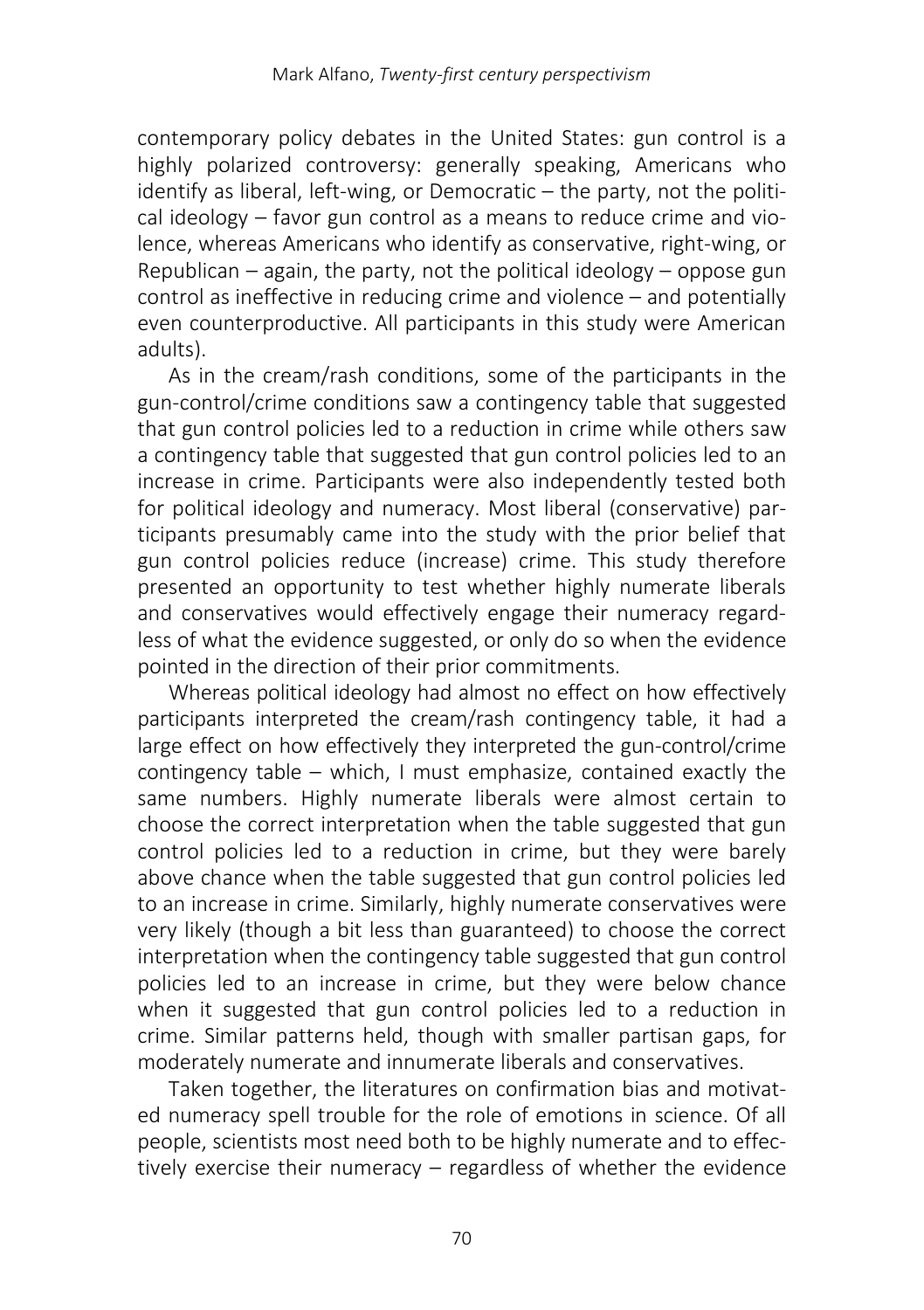contemporary policy debates in the United States: gun control is a highly polarized controversy: generally speaking, Americans who identify as liberal, left-wing, or Democratic – the party, not the political ideology – favor gun control as a means to reduce crime and violence, whereas Americans who identify as conservative, right-wing, or Republican – again, the party, not the political ideology – oppose gun control as ineffective in reducing crime and violence – and potentially even counterproductive. All participants in this study were American adults).

As in the cream/rash conditions, some of the participants in the gun-control/crime conditions saw a contingency table that suggested that gun control policies led to a reduction in crime while others saw a contingency table that suggested that gun control policies led to an increase in crime. Participants were also independently tested both for political ideology and numeracy. Most liberal (conservative) participants presumably came into the study with the prior belief that gun control policies reduce (increase) crime. This study therefore presented an opportunity to test whether highly numerate liberals and conservatives would effectively engage their numeracy regardless of what the evidence suggested, or only do so when the evidence pointed in the direction of their prior commitments.

Whereas political ideology had almost no effect on how effectively participants interpreted the cream/rash contingency table, it had a large effect on how effectively they interpreted the gun-control/crime contingency table – which, I must emphasize, contained exactly the same numbers. Highly numerate liberals were almost certain to choose the correct interpretation when the table suggested that gun control policies led to a reduction in crime, but they were barely above chance when the table suggested that gun control policies led to an increase in crime. Similarly, highly numerate conservatives were very likely (though a bit less than guaranteed) to choose the correct interpretation when the contingency table suggested that gun control policies led to an increase in crime, but they were below chance when it suggested that gun control policies led to a reduction in crime. Similar patterns held, though with smaller partisan gaps, for moderately numerate and innumerate liberals and conservatives.

Taken together, the literatures on confirmation bias and motivated numeracy spell trouble for the role of emotions in science. Of all people, scientists most need both to be highly numerate and to effectively exercise their numeracy – regardless of whether the evidence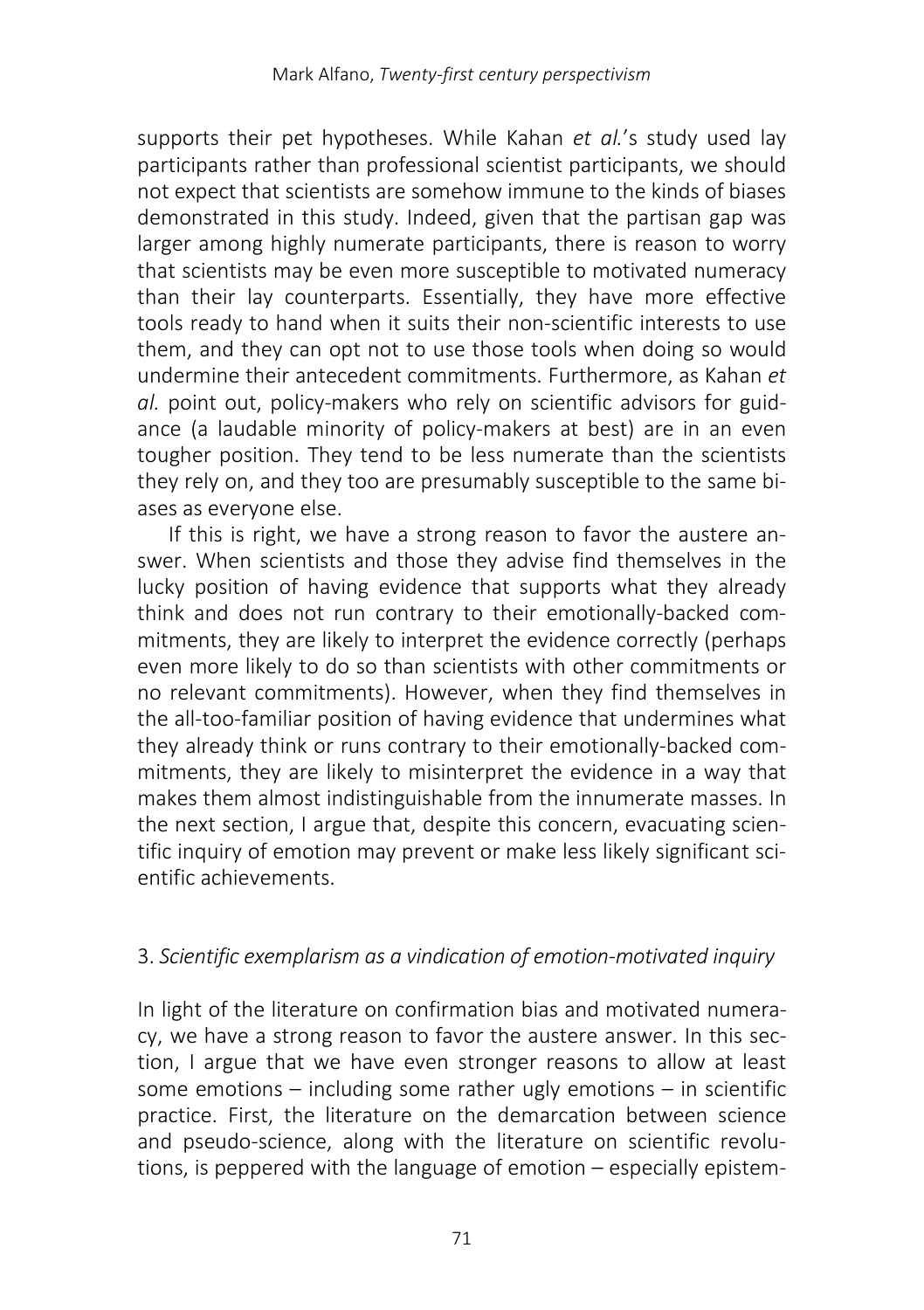supports their pet hypotheses. While Kahan *et al.*'s study used lay participants rather than professional scientist participants, we should not expect that scientists are somehow immune to the kinds of biases demonstrated in this study. Indeed, given that the partisan gap was larger among highly numerate participants, there is reason to worry that scientists may be even more susceptible to motivated numeracy than their lay counterparts. Essentially, they have more effective tools ready to hand when it suits their non-scientific interests to use them, and they can opt not to use those tools when doing so would undermine their antecedent commitments. Furthermore, as Kahan *et al.* point out, policy-makers who rely on scientific advisors for guidance (a laudable minority of policy-makers at best) are in an even tougher position. They tend to be less numerate than the scientists they rely on, and they too are presumably susceptible to the same biases as everyone else.

If this is right, we have a strong reason to favor the austere answer. When scientists and those they advise find themselves in the lucky position of having evidence that supports what they already think and does not run contrary to their emotionally-backed commitments, they are likely to interpret the evidence correctly (perhaps even more likely to do so than scientists with other commitments or no relevant commitments). However, when they find themselves in the all-too-familiar position of having evidence that undermines what they already think or runs contrary to their emotionally-backed commitments, they are likely to misinterpret the evidence in a way that makes them almost indistinguishable from the innumerate masses. In the next section, I argue that, despite this concern, evacuating scientific inquiry of emotion may prevent or make less likely significant scientific achievements.

## 3. *Scientific exemplarism as a vindication of emotion-motivated inquiry*

In light of the literature on confirmation bias and motivated numeracy, we have a strong reason to favor the austere answer. In this section, I argue that we have even stronger reasons to allow at least some emotions – including some rather ugly emotions – in scientific practice. First, the literature on the demarcation between science and pseudo-science, along with the literature on scientific revolutions, is peppered with the language of emotion – especially epistem-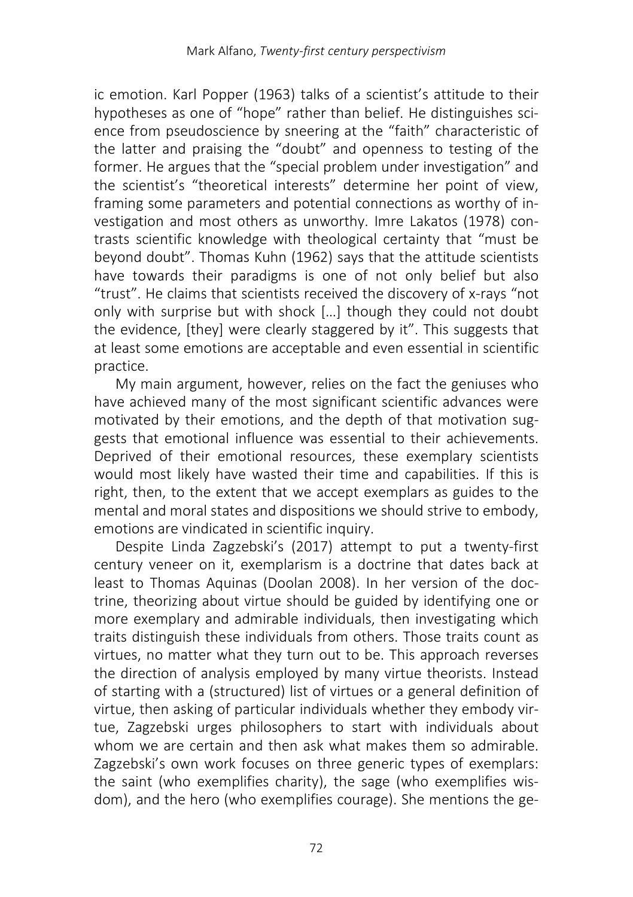ic emotion. Karl Popper (1963) talks of a scientist's attitude to their hypotheses as one of "hope" rather than belief. He distinguishes science from pseudoscience by sneering at the "faith" characteristic of the latter and praising the "doubt" and openness to testing of the former. He argues that the "special problem under investigation" and the scientist's "theoretical interests" determine her point of view, framing some parameters and potential connections as worthy of investigation and most others as unworthy. Imre Lakatos (1978) contrasts scientific knowledge with theological certainty that "must be beyond doubt". Thomas Kuhn (1962) says that the attitude scientists have towards their paradigms is one of not only belief but also "trust". He claims that scientists received the discovery of x-rays "not only with surprise but with shock […] though they could not doubt the evidence, [they] were clearly staggered by it". This suggests that at least some emotions are acceptable and even essential in scientific practice.

My main argument, however, relies on the fact the geniuses who have achieved many of the most significant scientific advances were motivated by their emotions, and the depth of that motivation suggests that emotional influence was essential to their achievements. Deprived of their emotional resources, these exemplary scientists would most likely have wasted their time and capabilities. If this is right, then, to the extent that we accept exemplars as guides to the mental and moral states and dispositions we should strive to embody, emotions are vindicated in scientific inquiry.

Despite Linda Zagzebski's (2017) attempt to put a twenty-first century veneer on it, exemplarism is a doctrine that dates back at least to Thomas Aquinas (Doolan 2008). In her version of the doctrine, theorizing about virtue should be guided by identifying one or more exemplary and admirable individuals, then investigating which traits distinguish these individuals from others. Those traits count as virtues, no matter what they turn out to be. This approach reverses the direction of analysis employed by many virtue theorists. Instead of starting with a (structured) list of virtues or a general definition of virtue, then asking of particular individuals whether they embody virtue, Zagzebski urges philosophers to start with individuals about whom we are certain and then ask what makes them so admirable. Zagzebski's own work focuses on three generic types of exemplars: the saint (who exemplifies charity), the sage (who exemplifies wisdom), and the hero (who exemplifies courage). She mentions the ge-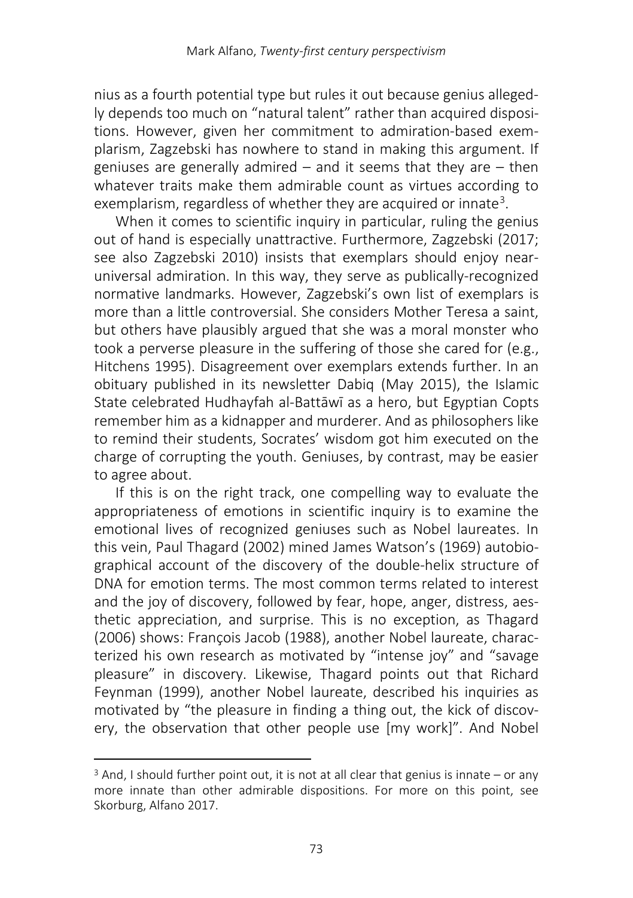nius as a fourth potential type but rules it out because genius allegedly depends too much on "natural talent" rather than acquired dispositions. However, given her commitment to admiration-based exemplarism, Zagzebski has nowhere to stand in making this argument. If geniuses are generally admired – and it seems that they are – then whatever traits make them admirable count as virtues according to exemplarism, regardless of whether they are acquired or innate[3].

When it comes to scientific inquiry in particular, ruling the genius out of hand is especially unattractive. Furthermore, Zagzebski (2017; see also Zagzebski 2010) insists that exemplars should enjoy near-universal admiration. In this way, they serve as publically-recognized normative landmarks. However, Zagzebski's own list of exemplars is more than a little controversial. She considers Mother Teresa a saint, but others have plausibly argued that she was a moral monster who took a perverse pleasure in the suffering of those she cared for (e.g., Hitchens 1995). Disagreement over exemplars extends further. In an obituary published in its newsletter Dabiq (May 2015), the Islamic State celebrated Hudhayfah al-Battāwī as a hero, but Egyptian Copts remember him as a kidnapper and murderer. And as philosophers like to remind their students, Socrates' wisdom got him executed on the charge of corrupting the youth. Geniuses, by contrast, may be easier to agree about.

If this is on the right track, one compelling way to evaluate the appropriateness of emotions in scientific inquiry is to examine the emotional lives of recognized geniuses such as Nobel laureates. In this vein, Paul Thagard (2002) mined James Watson's (1969) autobiographical account of the discovery of the double-helix structure of DNA for emotion terms. The most common terms related to interest and the joy of discovery, followed by fear, hope, anger, distress, aesthetic appreciation, and surprise. This is no exception, as Thagard (2006) shows: François Jacob (1988), another Nobel laureate, characterized his own research as motivated by "intense joy" and "savage pleasure" in discovery. Likewise, Thagard points out that Richard Feynman (1999), another Nobel laureate, described his inquiries as motivated by "the pleasure in finding a thing out, the kick of discovery, the observation that other people use [my work]". And Nobel

[3] And, I should further point out, it is not at all clear that genius is innate – or any more innate than other admirable dispositions. For more on this point, see Skorburg, Alfano 2017.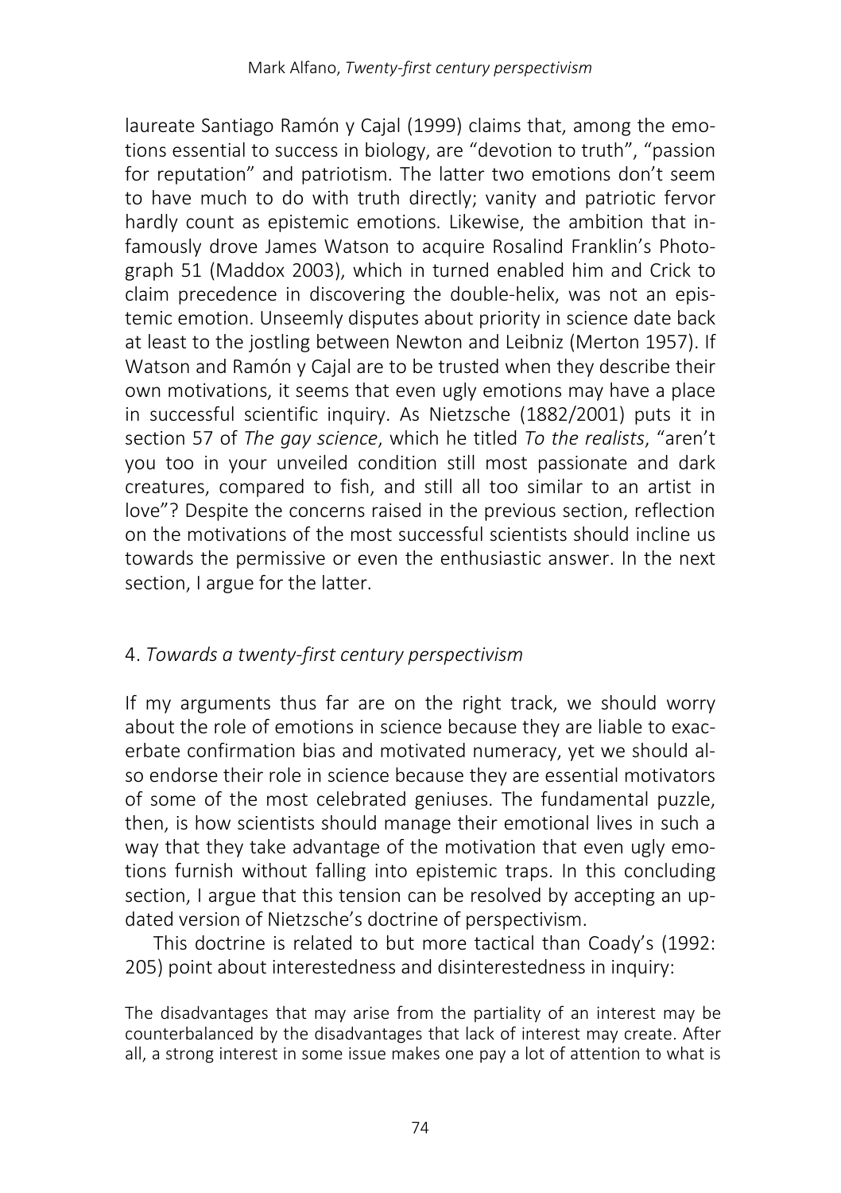laureate Santiago Ramón y Cajal (1999) claims that, among the emotions essential to success in biology, are "devotion to truth", "passion for reputation" and patriotism. The latter two emotions don't seem to have much to do with truth directly; vanity and patriotic fervor hardly count as epistemic emotions. Likewise, the ambition that infamously drove James Watson to acquire Rosalind Franklin's Photograph 51 (Maddox 2003), which in turned enabled him and Crick to claim precedence in discovering the double-helix, was not an epistemic emotion. Unseemly disputes about priority in science date back at least to the jostling between Newton and Leibniz (Merton 1957). If Watson and Ramón y Cajal are to be trusted when they describe their own motivations, it seems that even ugly emotions may have a place in successful scientific inquiry. As Nietzsche (1882/2001) puts it in section 57 of *The gay science*, which he titled *To the realists*, "aren't you too in your unveiled condition still most passionate and dark creatures, compared to fish, and still all too similar to an artist in love"? Despite the concerns raised in the previous section, reflection on the motivations of the most successful scientists should incline us towards the permissive or even the enthusiastic answer. In the next section, I argue for the latter.

## 4. *Towards a twenty-first century perspectivism*

If my arguments thus far are on the right track, we should worry about the role of emotions in science because they are liable to exacerbate confirmation bias and motivated numeracy, yet we should also endorse their role in science because they are essential motivators of some of the most celebrated geniuses. The fundamental puzzle, then, is how scientists should manage their emotional lives in such a way that they take advantage of the motivation that even ugly emotions furnish without falling into epistemic traps. In this concluding section, I argue that this tension can be resolved by accepting an updated version of Nietzsche's doctrine of perspectivism.

This doctrine is related to but more tactical than Coady's (1992: 205) point about interestedness and disinterestedness in inquiry:

> The disadvantages that may arise from the partiality of an interest may be counterbalanced by the disadvantages that lack of interest may create. After all, a strong interest in some issue makes one pay a lot of attention to what is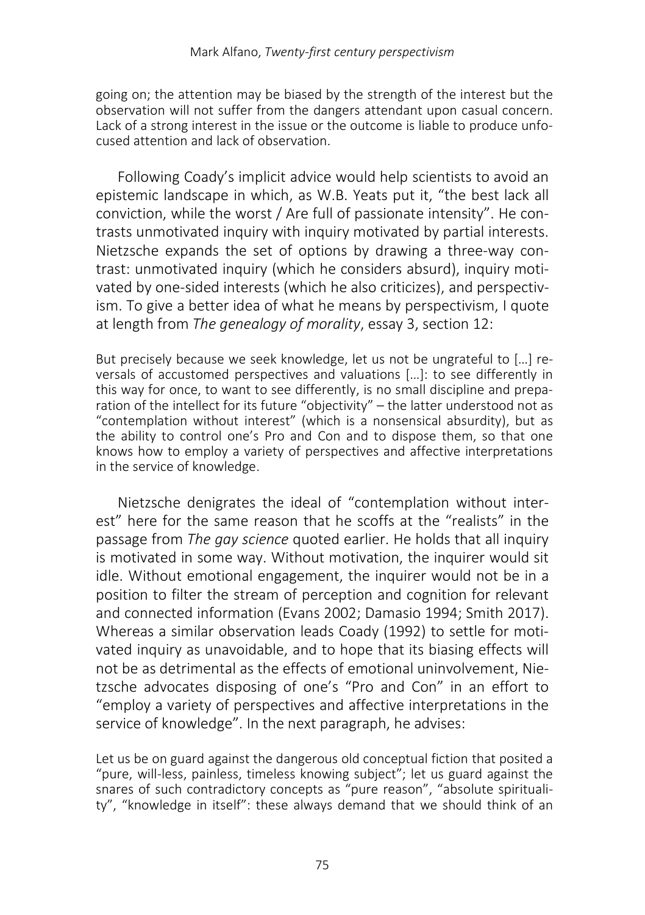going on; the attention may be biased by the strength of the interest but the observation will not suffer from the dangers attendant upon casual concern. Lack of a strong interest in the issue or the outcome is liable to produce unfocused attention and lack of observation.

Following Coady's implicit advice would help scientists to avoid an epistemic landscape in which, as W.B. Yeats put it, "the best lack all conviction, while the worst / Are full of passionate intensity". He contrasts unmotivated inquiry with inquiry motivated by partial interests. Nietzsche expands the set of options by drawing a three-way contrast: unmotivated inquiry (which he considers absurd), inquiry motivated by one-sided interests (which he also criticizes), and perspectivism. To give a better idea of what he means by perspectivism, I quote at length from *The genealogy of morality*, essay 3, section 12:

> But precisely because we seek knowledge, let us not be ungrateful to […] reversals of accustomed perspectives and valuations […]: to see differently in this way for once, to want to see differently, is no small discipline and preparation of the intellect for its future "objectivity" – the latter understood not as "contemplation without interest" (which is a nonsensical absurdity), but as the ability to control one's Pro and Con and to dispose them, so that one knows how to employ a variety of perspectives and affective interpretations in the service of knowledge.

Nietzsche denigrates the ideal of "contemplation without interest" here for the same reason that he scoffs at the "realists" in the passage from *The gay science* quoted earlier. He holds that all inquiry is motivated in some way. Without motivation, the inquirer would sit idle. Without emotional engagement, the inquirer would not be in a position to filter the stream of perception and cognition for relevant and connected information (Evans 2002; Damasio 1994; Smith 2017). Whereas a similar observation leads Coady (1992) to settle for motivated inquiry as unavoidable, and to hope that its biasing effects will not be as detrimental as the effects of emotional uninvolvement, Nietzsche advocates disposing of one's "Pro and Con" in an effort to "employ a variety of perspectives and affective interpretations in the service of knowledge". In the next paragraph, he advises:

> Let us be on guard against the dangerous old conceptual fiction that posited a "pure, will-less, painless, timeless knowing subject"; let us guard against the snares of such contradictory concepts as "pure reason", "absolute spirituality", "knowledge in itself": these always demand that we should think of an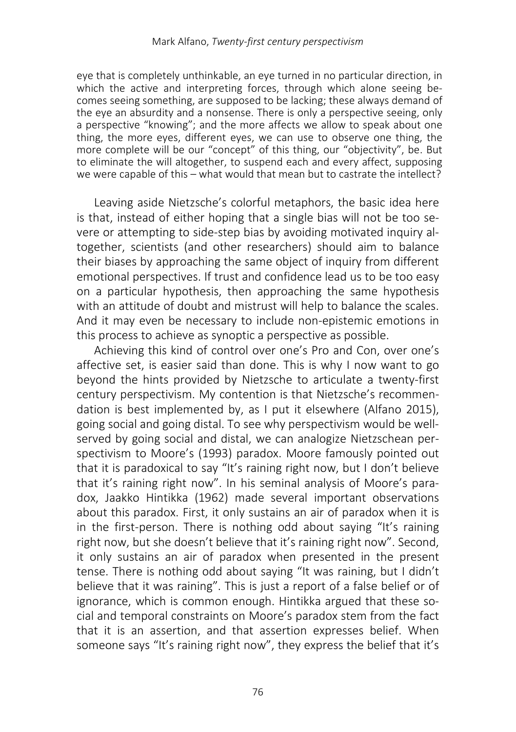eye that is completely unthinkable, an eye turned in no particular direction, in which the active and interpreting forces, through which alone seeing becomes seeing something, are supposed to be lacking; these always demand of the eye an absurdity and a nonsense. There is only a perspective seeing, only a perspective "knowing"; and the more affects we allow to speak about one thing, the more eyes, different eyes, we can use to observe one thing, the more complete will be our "concept" of this thing, our "objectivity", be. But to eliminate the will altogether, to suspend each and every affect, supposing we were capable of this – what would that mean but to castrate the intellect?

Leaving aside Nietzsche's colorful metaphors, the basic idea here is that, instead of either hoping that a single bias will not be too severe or attempting to side-step bias by avoiding motivated inquiry altogether, scientists (and other researchers) should aim to balance their biases by approaching the same object of inquiry from different emotional perspectives. If trust and confidence lead us to be too easy on a particular hypothesis, then approaching the same hypothesis with an attitude of doubt and mistrust will help to balance the scales. And it may even be necessary to include non-epistemic emotions in this process to achieve as synoptic a perspective as possible.

Achieving this kind of control over one's Pro and Con, over one's affective set, is easier said than done. This is why I now want to go beyond the hints provided by Nietzsche to articulate a twenty-first century perspectivism. My contention is that Nietzsche's recommendation is best implemented by, as I put it elsewhere (Alfano 2015), going social and going distal. To see why perspectivism would be well-served by going social and distal, we can analogize Nietzschean perspectivism to Moore's (1993) paradox. Moore famously pointed out that it is paradoxical to say "It's raining right now, but I don't believe that it's raining right now". In his seminal analysis of Moore's paradox, Jaakko Hintikka (1962) made several important observations about this paradox. First, it only sustains an air of paradox when it is in the first-person. There is nothing odd about saying "It's raining right now, but she doesn't believe that it's raining right now". Second, it only sustains an air of paradox when presented in the present tense. There is nothing odd about saying "It was raining, but I didn't believe that it was raining". This is just a report of a false belief or of ignorance, which is common enough. Hintikka argued that these social and temporal constraints on Moore's paradox stem from the fact that it is an assertion, and that assertion expresses belief. When someone says "It's raining right now", they express the belief that it's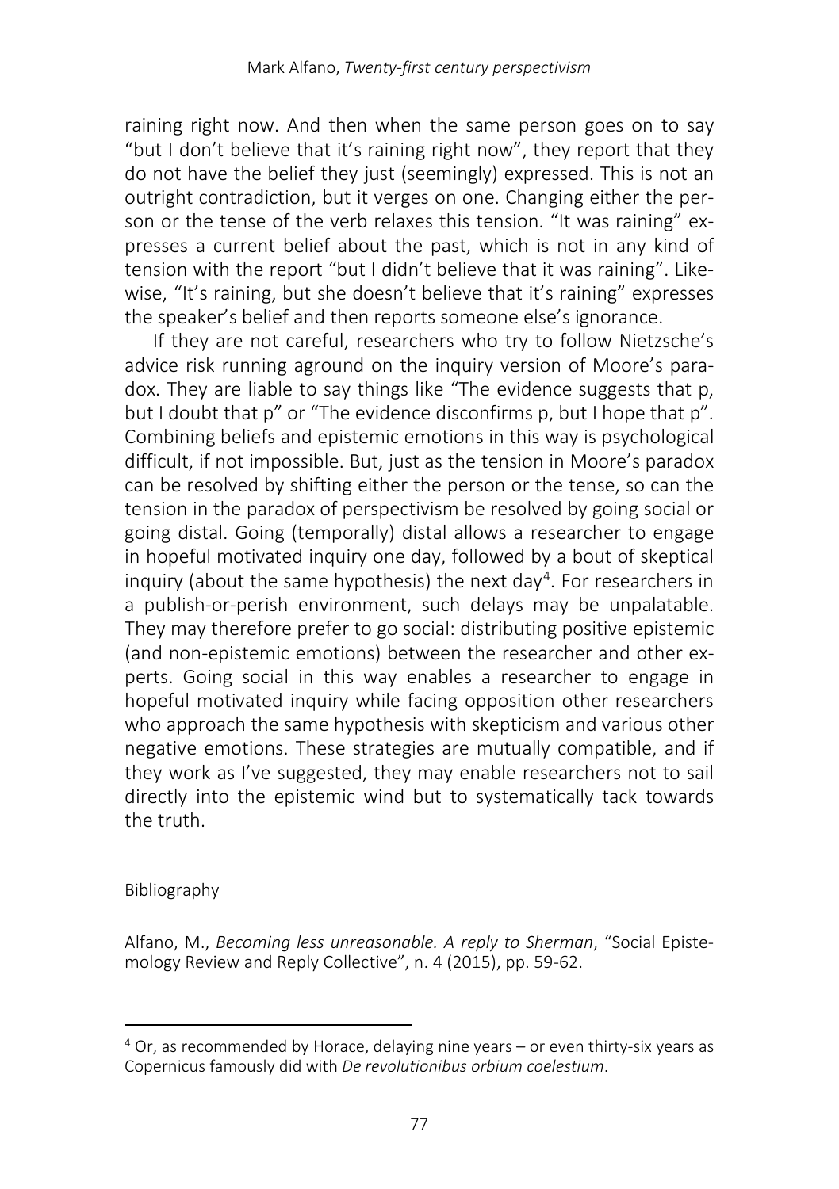raining right now. And then when the same person goes on to say "but I don't believe that it's raining right now", they report that they do not have the belief they just (seemingly) expressed. This is not an outright contradiction, but it verges on one. Changing either the person or the tense of the verb relaxes this tension. "It was raining" expresses a current belief about the past, which is not in any kind of tension with the report "but I didn't believe that it was raining". Likewise, "It's raining, but she doesn't believe that it's raining" expresses the speaker's belief and then reports someone else's ignorance.

If they are not careful, researchers who try to follow Nietzsche's advice risk running aground on the inquiry version of Moore's paradox. They are liable to say things like "The evidence suggests that p, but I doubt that p" or "The evidence disconfirms p, but I hope that p". Combining beliefs and epistemic emotions in this way is psychological difficult, if not impossible. But, just as the tension in Moore's paradox can be resolved by shifting either the person or the tense, so can the tension in the paradox of perspectivism be resolved by going social or going distal. Going (temporally) distal allows a researcher to engage in hopeful motivated inquiry one day, followed by a bout of skeptical inquiry (about the same hypothesis) the next day[4]. For researchers in a publish-or-perish environment, such delays may be unpalatable. They may therefore prefer to go social: distributing positive epistemic (and non-epistemic emotions) between the researcher and other experts. Going social in this way enables a researcher to engage in hopeful motivated inquiry while facing opposition other researchers who approach the same hypothesis with skepticism and various other negative emotions. These strategies are mutually compatible, and if they work as I've suggested, they may enable researchers not to sail directly into the epistemic wind but to systematically tack towards the truth.

Bibliography

Alfano, M., *Becoming less unreasonable. A reply to Sherman*, "Social Epistemology Review and Reply Collective", n. 4 (2015), pp. 59-62.

[4] Or, as recommended by Horace, delaying nine years – or even thirty-six years as Copernicus famously did with *De revolutionibus orbium coelestium*.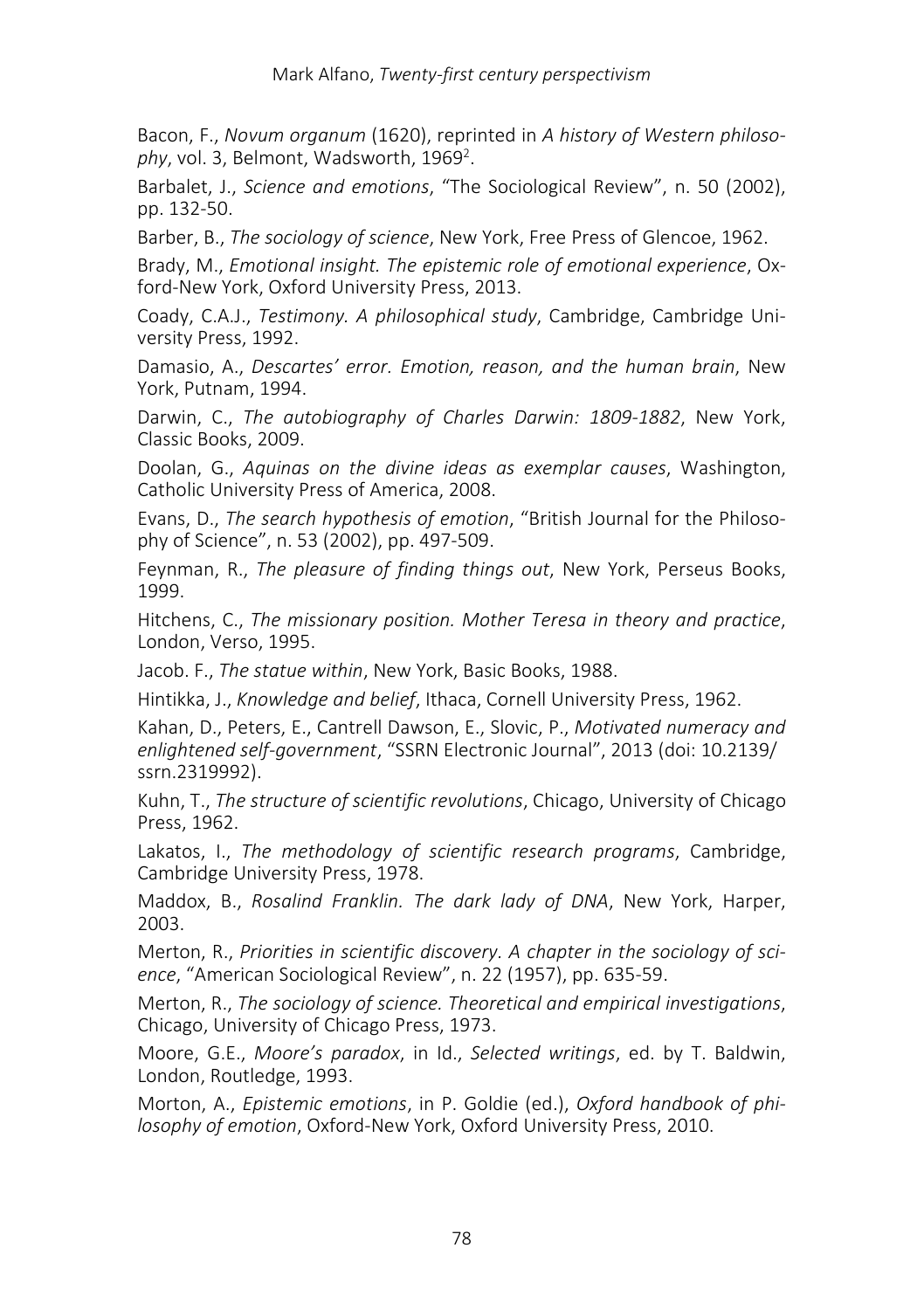Bacon, F., *Novum organum* (1620), reprinted in *A history of Western philosophy*, vol. 3, Belmont, Wadsworth, 1969[2].

Barbalet, J., *Science and emotions*, "The Sociological Review", n. 50 (2002), pp. 132-50.

Barber, B., *The sociology of science*, New York, Free Press of Glencoe, 1962.

Brady, M., *Emotional insight. The epistemic role of emotional experience*, Oxford-New York, Oxford University Press, 2013.

Coady, C.A.J., *Testimony. A philosophical study*, Cambridge, Cambridge University Press, 1992.

Damasio, A., *Descartes' error. Emotion, reason, and the human brain*, New York, Putnam, 1994.

Darwin, C., *The autobiography of Charles Darwin: 1809-1882*, New York, Classic Books, 2009.

Doolan, G., *Aquinas on the divine ideas as exemplar causes*, Washington, Catholic University Press of America, 2008.

Evans, D., *The search hypothesis of emotion*, "British Journal for the Philosophy of Science", n. 53 (2002), pp. 497-509.

Feynman, R., *The pleasure of finding things out*, New York, Perseus Books, 1999.

Hitchens, C., *The missionary position. Mother Teresa in theory and practice*, London, Verso, 1995.

Jacob. F., *The statue within*, New York, Basic Books, 1988.

Hintikka, J., *Knowledge and belief*, Ithaca, Cornell University Press, 1962.

Kahan, D., Peters, E., Cantrell Dawson, E., Slovic, P., *Motivated numeracy and enlightened self-government*, "SSRN Electronic Journal", 2013 (doi: 10.2139/ssrn.2319992).

Kuhn, T., *The structure of scientific revolutions*, Chicago, University of Chicago Press, 1962.

Lakatos, I., *The methodology of scientific research programs*, Cambridge, Cambridge University Press, 1978.

Maddox, B., *Rosalind Franklin. The dark lady of DNA*, New York, Harper, 2003.

Merton, R., *Priorities in scientific discovery. A chapter in the sociology of science*, "American Sociological Review", n. 22 (1957), pp. 635-59.

Merton, R., *The sociology of science. Theoretical and empirical investigations*, Chicago, University of Chicago Press, 1973.

Moore, G.E., *Moore's paradox*, in Id., *Selected writings*, ed. by T. Baldwin, London, Routledge, 1993.

Morton, A., *Epistemic emotions*, in P. Goldie (ed.), *Oxford handbook of philosophy of emotion*, Oxford-New York, Oxford University Press, 2010.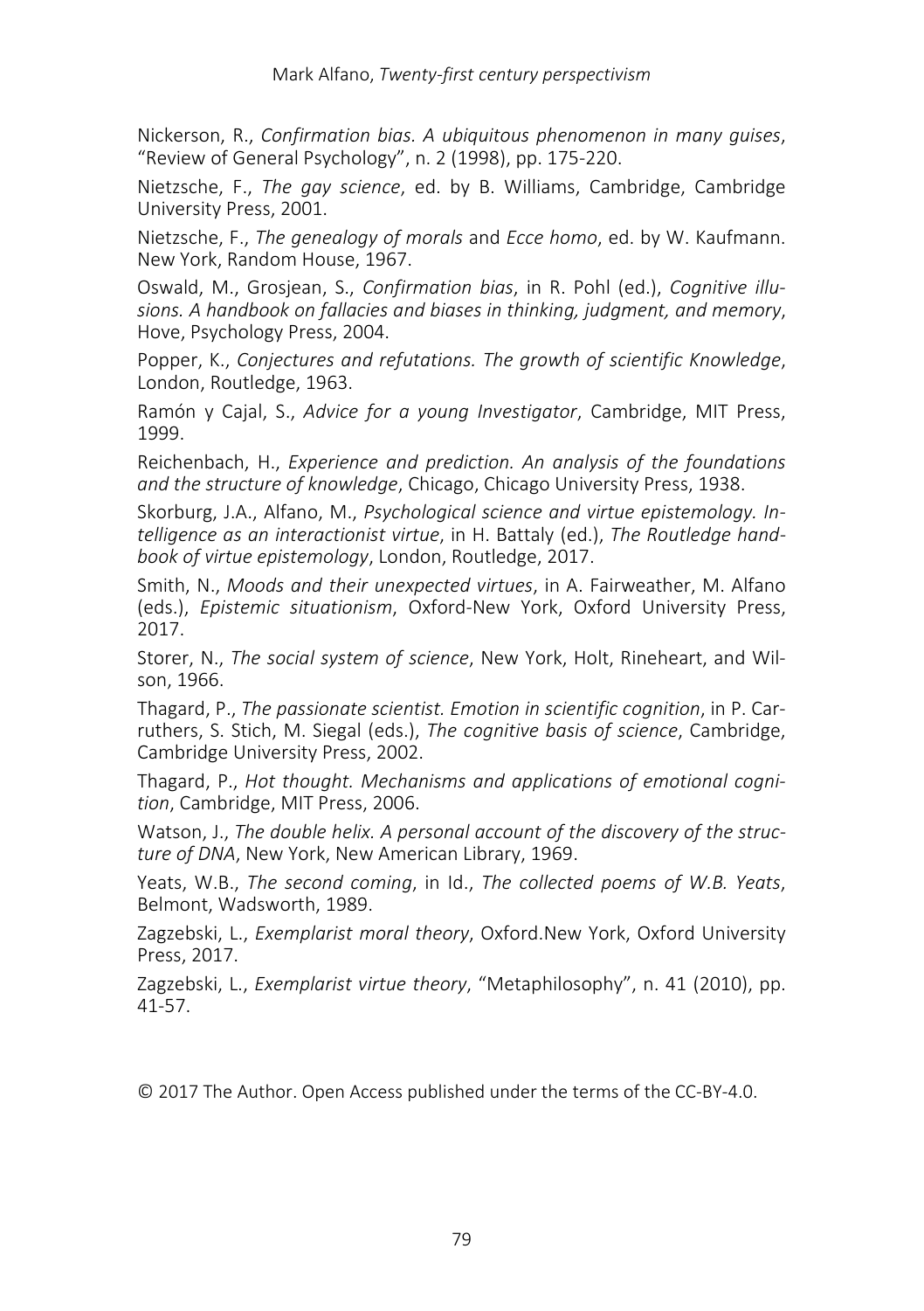Nickerson, R., *Confirmation bias. A ubiquitous phenomenon in many guises*, "Review of General Psychology", n. 2 (1998), pp. 175-220.

Nietzsche, F., *The gay science*, ed. by B. Williams, Cambridge, Cambridge University Press, 2001.

Nietzsche, F., *The genealogy of morals* and *Ecce homo*, ed. by W. Kaufmann. New York, Random House, 1967.

Oswald, M., Grosjean, S., *Confirmation bias*, in R. Pohl (ed.), *Cognitive illusions. A handbook on fallacies and biases in thinking, judgment, and memory*, Hove, Psychology Press, 2004.

Popper, K., *Conjectures and refutations. The growth of scientific Knowledge*, London, Routledge, 1963.

Ramón y Cajal, S., *Advice for a young Investigator*, Cambridge, MIT Press, 1999.

Reichenbach, H., *Experience and prediction. An analysis of the foundations and the structure of knowledge*, Chicago, Chicago University Press, 1938.

Skorburg, J.A., Alfano, M., *Psychological science and virtue epistemology. Intelligence as an interactionist virtue*, in H. Battaly (ed.), *The Routledge handbook of virtue epistemology*, London, Routledge, 2017.

Smith, N., *Moods and their unexpected virtues*, in A. Fairweather, M. Alfano (eds.), *Epistemic situationism*, Oxford-New York, Oxford University Press, 2017.

Storer, N., *The social system of science*, New York, Holt, Rineheart, and Wilson, 1966.

Thagard, P., *The passionate scientist. Emotion in scientific cognition*, in P. Carruthers, S. Stich, M. Siegal (eds.), *The cognitive basis of science*, Cambridge, Cambridge University Press, 2002.

Thagard, P., *Hot thought. Mechanisms and applications of emotional cognition*, Cambridge, MIT Press, 2006.

Watson, J., *The double helix. A personal account of the discovery of the structure of DNA*, New York, New American Library, 1969.

Yeats, W.B., *The second coming*, in Id., *The collected poems of W.B. Yeats*, Belmont, Wadsworth, 1989.

Zagzebski, L., *Exemplarist moral theory*, Oxford.New York, Oxford University Press, 2017.

Zagzebski, L., *Exemplarist virtue theory*, "Metaphilosophy", n. 41 (2010), pp. 41-57.

© 2017 The Author. Open Access published under the terms of the CC-BY-4.0.